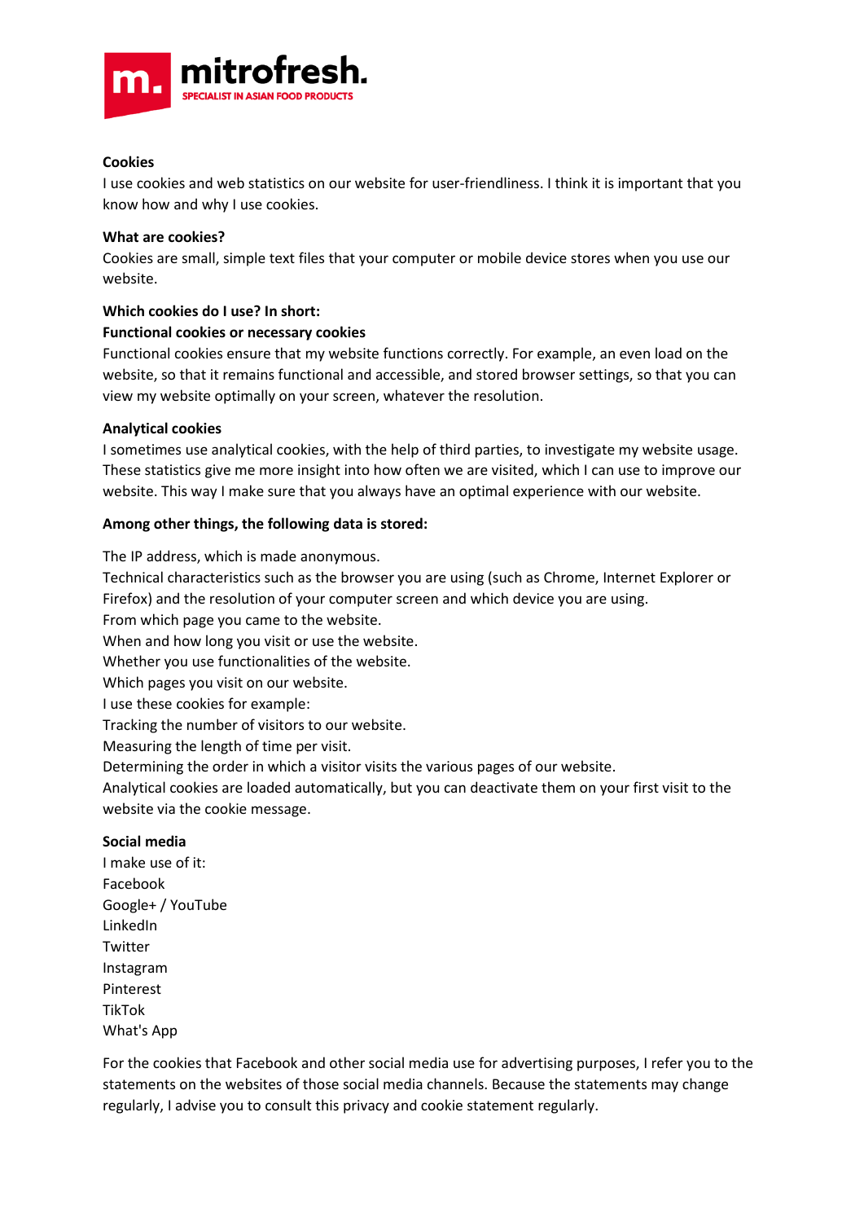mitrofresh.

SPECIALIST IN ASIAN FOOD PRODUCTS

**Cookies**

I use cookies and web statistics on our website for user-friendliness. I think it is important that you know how and why I use cookies.

**What are cookies?**

Cookies are small, simple text files that your computer or mobile device stores when you use our website.

**Which cookies do I use? In short:**

**Functional cookies or necessary cookies**

Functional cookies ensure that my website functions correctly. For example, an even load on the website, so that it remains functional and accessible, and stored browser settings, so that you can view my website optimally on your screen, whatever the resolution.

**Analytical cookies**

I sometimes use analytical cookies, with the help of third parties, to investigate my website usage. These statistics give me more insight into how often we are visited, which I can use to improve our website. This way I make sure that you always have an optimal experience with our website.

**Among other things, the following data is stored:**

The IP address, which is made anonymous.
Technical characteristics such as the browser you are using (such as Chrome, Internet Explorer or Firefox) and the resolution of your computer screen and which device you are using.
From which page you came to the website.
When and how long you visit or use the website.
Whether you use functionalities of the website.
Which pages you visit on our website.
I use these cookies for example:
Tracking the number of visitors to our website.
Measuring the length of time per visit.
Determining the order in which a visitor visits the various pages of our website.
Analytical cookies are loaded automatically, but you can deactivate them on your first visit to the website via the cookie message.

**Social media**

I make use of it:
Facebook
Google+ / YouTube
LinkedIn
Twitter
Instagram
Pinterest
TikTok
What's App

For the cookies that Facebook and other social media use for advertising purposes, I refer you to the statements on the websites of those social media channels. Because the statements may change regularly, I advise you to consult this privacy and cookie statement regularly.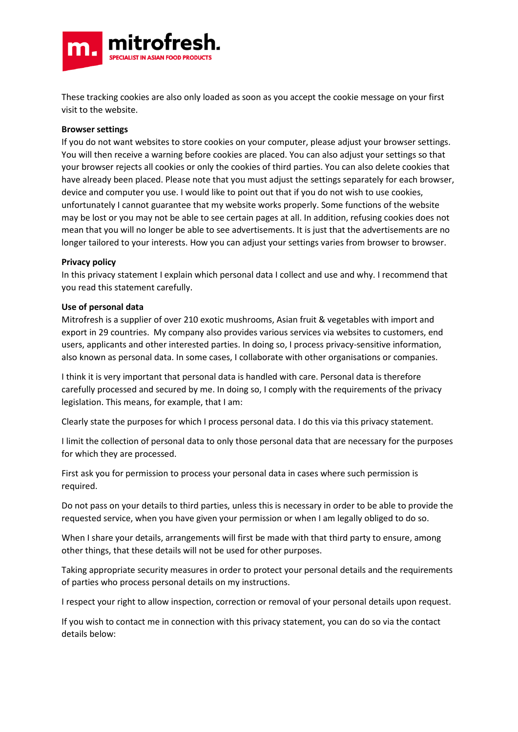These tracking cookies are also only loaded as soon as you accept the cookie message on your first visit to the website.

**Browser settings**

If you do not want websites to store cookies on your computer, please adjust your browser settings. You will then receive a warning before cookies are placed. You can also adjust your settings so that your browser rejects all cookies or only the cookies of third parties. You can also delete cookies that have already been placed. Please note that you must adjust the settings separately for each browser, device and computer you use. I would like to point out that if you do not wish to use cookies, unfortunately I cannot guarantee that my website works properly. Some functions of the website may be lost or you may not be able to see certain pages at all. In addition, refusing cookies does not mean that you will no longer be able to see advertisements. It is just that the advertisements are no longer tailored to your interests. How you can adjust your settings varies from browser to browser.

**Privacy policy**

In this privacy statement I explain which personal data I collect and use and why. I recommend that you read this statement carefully.

**Use of personal data**

Mitrofresh is a supplier of over 210 exotic mushrooms, Asian fruit & vegetables with import and export in 29 countries. My company also provides various services via websites to customers, end users, applicants and other interested parties. In doing so, I process privacy-sensitive information, also known as personal data. In some cases, I collaborate with other organisations or companies.

I think it is very important that personal data is handled with care. Personal data is therefore carefully processed and secured by me. In doing so, I comply with the requirements of the privacy legislation. This means, for example, that I am:

Clearly state the purposes for which I process personal data. I do this via this privacy statement.

I limit the collection of personal data to only those personal data that are necessary for the purposes for which they are processed.

First ask you for permission to process your personal data in cases where such permission is required.

Do not pass on your details to third parties, unless this is necessary in order to be able to provide the requested service, when you have given your permission or when I am legally obliged to do so.

When I share your details, arrangements will first be made with that third party to ensure, among other things, that these details will not be used for other purposes.

Taking appropriate security measures in order to protect your personal details and the requirements of parties who process personal details on my instructions.

I respect your right to allow inspection, correction or removal of your personal details upon request.

If you wish to contact me in connection with this privacy statement, you can do so via the contact details below: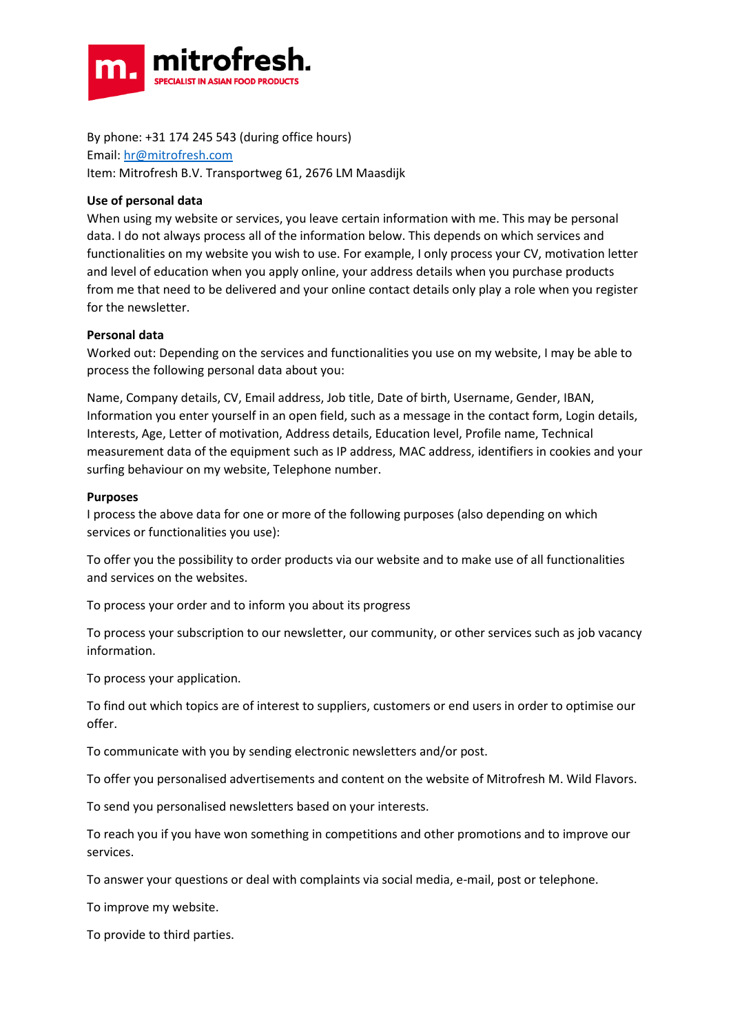By phone: +31 174 245 543 (during office hours)
Email: hr@mitrofresh.com
Item: Mitrofresh B.V. Transportweg 61, 2676 LM Maasdijk

**Use of personal data**

When using my website or services, you leave certain information with me. This may be personal data. I do not always process all of the information below. This depends on which services and functionalities on my website you wish to use. For example, I only process your CV, motivation letter and level of education when you apply online, your address details when you purchase products from me that need to be delivered and your online contact details only play a role when you register for the newsletter.

**Personal data**

Worked out: Depending on the services and functionalities you use on my website, I may be able to process the following personal data about you:

Name, Company details, CV, Email address, Job title, Date of birth, Username, Gender, IBAN, Information you enter yourself in an open field, such as a message in the contact form, Login details, Interests, Age, Letter of motivation, Address details, Education level, Profile name, Technical measurement data of the equipment such as IP address, MAC address, identifiers in cookies and your surfing behaviour on my website, Telephone number.

**Purposes**

I process the above data for one or more of the following purposes (also depending on which services or functionalities you use):

To offer you the possibility to order products via our website and to make use of all functionalities and services on the websites.

To process your order and to inform you about its progress

To process your subscription to our newsletter, our community, or other services such as job vacancy information.

To process your application.

To find out which topics are of interest to suppliers, customers or end users in order to optimise our offer.

To communicate with you by sending electronic newsletters and/or post.

To offer you personalised advertisements and content on the website of Mitrofresh M. Wild Flavors.

To send you personalised newsletters based on your interests.

To reach you if you have won something in competitions and other promotions and to improve our services.

To answer your questions or deal with complaints via social media, e-mail, post or telephone.

To improve my website.

To provide to third parties.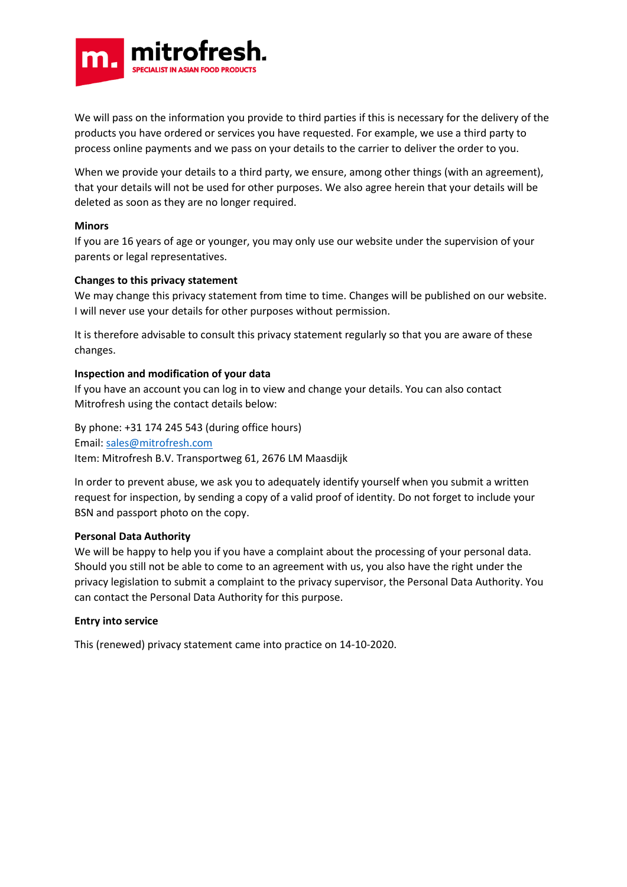We will pass on the information you provide to third parties if this is necessary for the delivery of the products you have ordered or services you have requested. For example, we use a third party to process online payments and we pass on your details to the carrier to deliver the order to you.

When we provide your details to a third party, we ensure, among other things (with an agreement), that your details will not be used for other purposes. We also agree herein that your details will be deleted as soon as they are no longer required.

**Minors**

If you are 16 years of age or younger, you may only use our website under the supervision of your parents or legal representatives.

**Changes to this privacy statement**

We may change this privacy statement from time to time. Changes will be published on our website. I will never use your details for other purposes without permission.

It is therefore advisable to consult this privacy statement regularly so that you are aware of these changes.

**Inspection and modification of your data**

If you have an account you can log in to view and change your details. You can also contact Mitrofresh using the contact details below:

By phone: +31 174 245 543 (during office hours)
Email: sales@mitrofresh.com
Item: Mitrofresh B.V. Transportweg 61, 2676 LM Maasdijk

In order to prevent abuse, we ask you to adequately identify yourself when you submit a written request for inspection, by sending a copy of a valid proof of identity. Do not forget to include your BSN and passport photo on the copy.

**Personal Data Authority**

We will be happy to help you if you have a complaint about the processing of your personal data. Should you still not be able to come to an agreement with us, you also have the right under the privacy legislation to submit a complaint to the privacy supervisor, the Personal Data Authority. You can contact the Personal Data Authority for this purpose.

**Entry into service**

This (renewed) privacy statement came into practice on 14-10-2020.